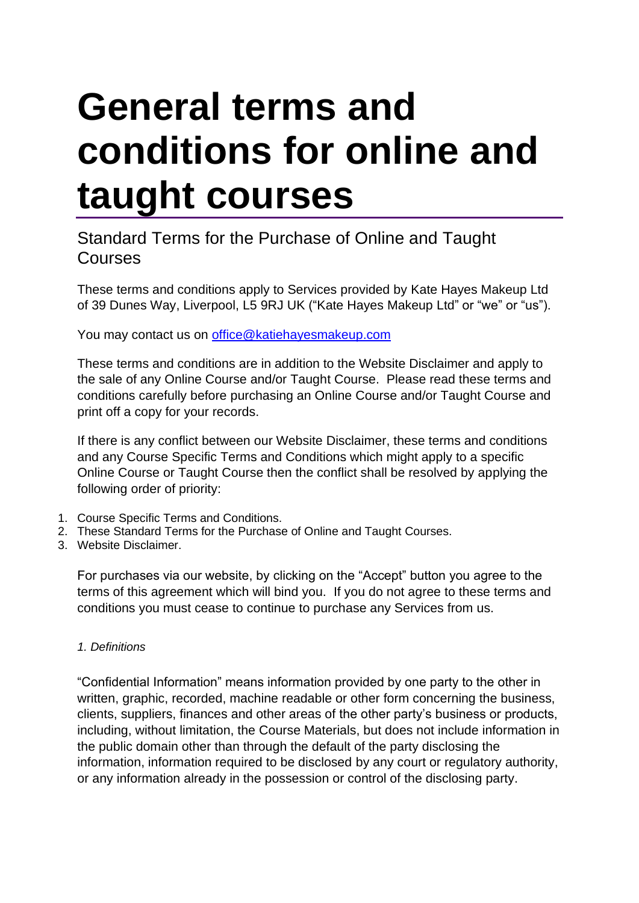# General terms and conditions for online and taught courses

## Standard Terms for the Purchase of Online and Taught Courses

These terms and conditions apply to Services provided by Kate Hayes Makeup Ltd of 39 Dunes Way, Liverpool, L5 9RJ UK ("Kate Hayes Makeup Ltd" or "we" or "us").

You may contact us on [office@katiehayesmakeup.com](mailto:office@katiehayesmakeup.com)

These terms and conditions are in addition to the Website Disclaimer and apply to the sale of any Online Course and/or Taught Course. Please read these terms and conditions carefully before purchasing an Online Course and/or Taught Course and print off a copy for your records.

If there is any conflict between our Website Disclaimer, these terms and conditions and any Course Specific Terms and Conditions which might apply to a specific Online Course or Taught Course then the conflict shall be resolved by applying the following order of priority:

1. Course Specific Terms and Conditions.
2. These Standard Terms for the Purchase of Online and Taught Courses.
3. Website Disclaimer.

For purchases via our website, by clicking on the "Accept" button you agree to the terms of this agreement which will bind you. If you do not agree to these terms and conditions you must cease to continue to purchase any Services from us.

*1. Definitions*

"Confidential Information" means information provided by one party to the other in written, graphic, recorded, machine readable or other form concerning the business, clients, suppliers, finances and other areas of the other party's business or products, including, without limitation, the Course Materials, but does not include information in the public domain other than through the default of the party disclosing the information, information required to be disclosed by any court or regulatory authority, or any information already in the possession or control of the disclosing party.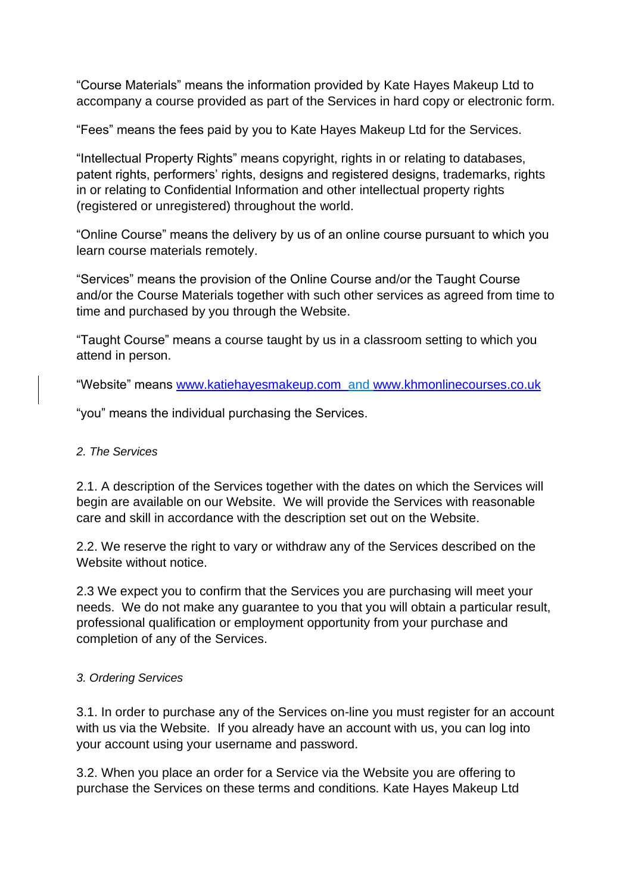"Course Materials" means the information provided by Kate Hayes Makeup Ltd to accompany a course provided as part of the Services in hard copy or electronic form.

"Fees" means the fees paid by you to Kate Hayes Makeup Ltd for the Services.

"Intellectual Property Rights" means copyright, rights in or relating to databases, patent rights, performers' rights, designs and registered designs, trademarks, rights in or relating to Confidential Information and other intellectual property rights (registered or unregistered) throughout the world.

"Online Course" means the delivery by us of an online course pursuant to which you learn course materials remotely.

"Services" means the provision of the Online Course and/or the Taught Course and/or the Course Materials together with such other services as agreed from time to time and purchased by you through the Website.

"Taught Course" means a course taught by us in a classroom setting to which you attend in person.

"Website" means www.katiehayesmakeup.com and www.khmonlinecourses.co.uk

"you" means the individual purchasing the Services.

*2. The Services*

2.1. A description of the Services together with the dates on which the Services will begin are available on our Website. We will provide the Services with reasonable care and skill in accordance with the description set out on the Website.

2.2. We reserve the right to vary or withdraw any of the Services described on the Website without notice.

2.3 We expect you to confirm that the Services you are purchasing will meet your needs. We do not make any guarantee to you that you will obtain a particular result, professional qualification or employment opportunity from your purchase and completion of any of the Services.

*3. Ordering Services*

3.1. In order to purchase any of the Services on-line you must register for an account with us via the Website. If you already have an account with us, you can log into your account using your username and password.

3.2. When you place an order for a Service via the Website you are offering to purchase the Services on these terms and conditions. Kate Hayes Makeup Ltd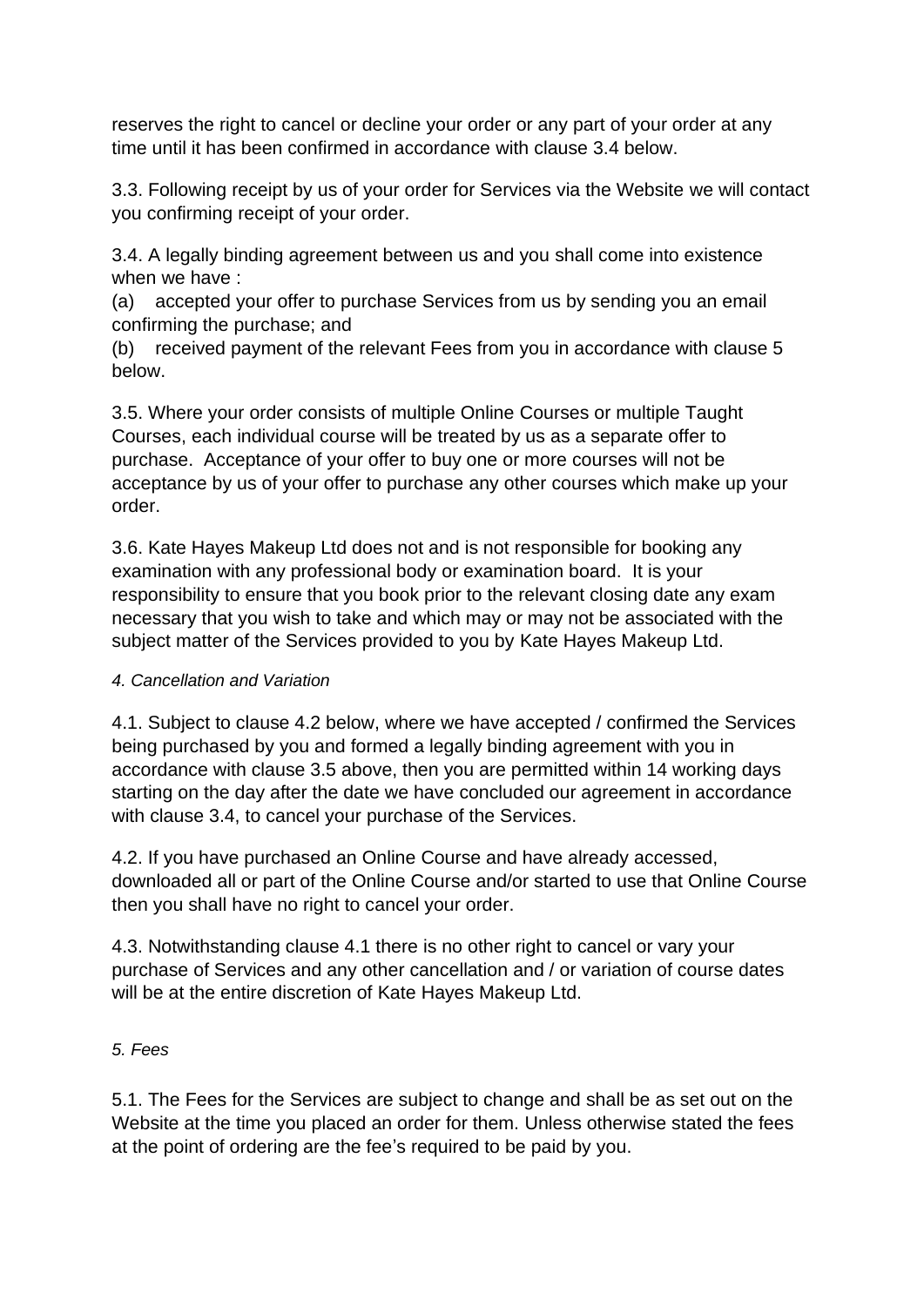reserves the right to cancel or decline your order or any part of your order at any time until it has been confirmed in accordance with clause 3.4 below.

3.3. Following receipt by us of your order for Services via the Website we will contact you confirming receipt of your order.

3.4. A legally binding agreement between us and you shall come into existence when we have :

(a) accepted your offer to purchase Services from us by sending you an email confirming the purchase; and

(b) received payment of the relevant Fees from you in accordance with clause 5 below.

3.5. Where your order consists of multiple Online Courses or multiple Taught Courses, each individual course will be treated by us as a separate offer to purchase. Acceptance of your offer to buy one or more courses will not be acceptance by us of your offer to purchase any other courses which make up your order.

3.6. Kate Hayes Makeup Ltd does not and is not responsible for booking any examination with any professional body or examination board. It is your responsibility to ensure that you book prior to the relevant closing date any exam necessary that you wish to take and which may or may not be associated with the subject matter of the Services provided to you by Kate Hayes Makeup Ltd.

*4. Cancellation and Variation*

4.1. Subject to clause 4.2 below, where we have accepted / confirmed the Services being purchased by you and formed a legally binding agreement with you in accordance with clause 3.5 above, then you are permitted within 14 working days starting on the day after the date we have concluded our agreement in accordance with clause 3.4, to cancel your purchase of the Services.

4.2. If you have purchased an Online Course and have already accessed, downloaded all or part of the Online Course and/or started to use that Online Course then you shall have no right to cancel your order.

4.3. Notwithstanding clause 4.1 there is no other right to cancel or vary your purchase of Services and any other cancellation and / or variation of course dates will be at the entire discretion of Kate Hayes Makeup Ltd.

*5. Fees*

5.1. The Fees for the Services are subject to change and shall be as set out on the Website at the time you placed an order for them. Unless otherwise stated the fees at the point of ordering are the fee's required to be paid by you.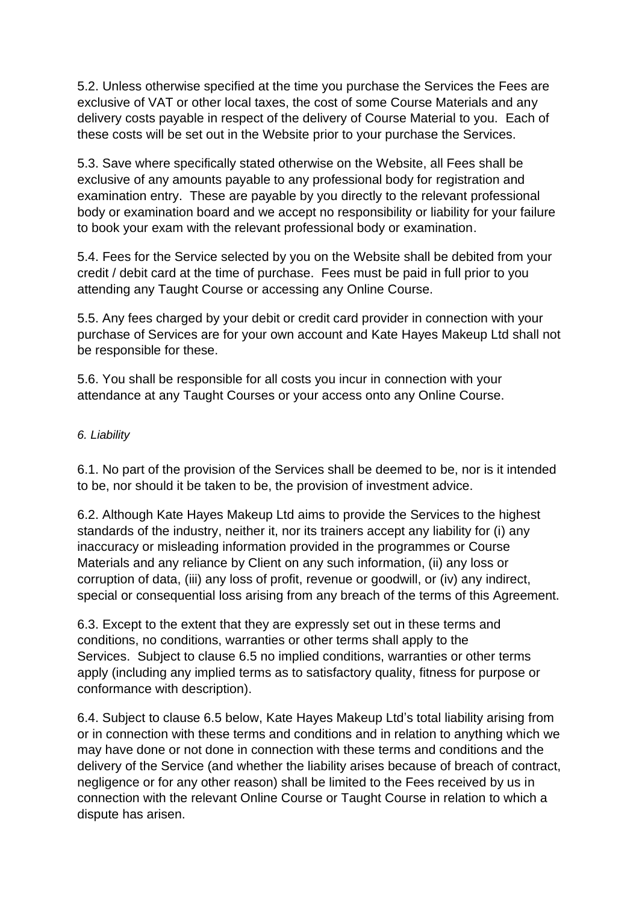5.2. Unless otherwise specified at the time you purchase the Services the Fees are exclusive of VAT or other local taxes, the cost of some Course Materials and any delivery costs payable in respect of the delivery of Course Material to you. Each of these costs will be set out in the Website prior to your purchase the Services.

5.3. Save where specifically stated otherwise on the Website, all Fees shall be exclusive of any amounts payable to any professional body for registration and examination entry. These are payable by you directly to the relevant professional body or examination board and we accept no responsibility or liability for your failure to book your exam with the relevant professional body or examination.

5.4. Fees for the Service selected by you on the Website shall be debited from your credit / debit card at the time of purchase. Fees must be paid in full prior to you attending any Taught Course or accessing any Online Course.

5.5. Any fees charged by your debit or credit card provider in connection with your purchase of Services are for your own account and Kate Hayes Makeup Ltd shall not be responsible for these.

5.6. You shall be responsible for all costs you incur in connection with your attendance at any Taught Courses or your access onto any Online Course.

*6. Liability*

6.1. No part of the provision of the Services shall be deemed to be, nor is it intended to be, nor should it be taken to be, the provision of investment advice.

6.2. Although Kate Hayes Makeup Ltd aims to provide the Services to the highest standards of the industry, neither it, nor its trainers accept any liability for (i) any inaccuracy or misleading information provided in the programmes or Course Materials and any reliance by Client on any such information, (ii) any loss or corruption of data, (iii) any loss of profit, revenue or goodwill, or (iv) any indirect, special or consequential loss arising from any breach of the terms of this Agreement.

6.3. Except to the extent that they are expressly set out in these terms and conditions, no conditions, warranties or other terms shall apply to the Services. Subject to clause 6.5 no implied conditions, warranties or other terms apply (including any implied terms as to satisfactory quality, fitness for purpose or conformance with description).

6.4. Subject to clause 6.5 below, Kate Hayes Makeup Ltd's total liability arising from or in connection with these terms and conditions and in relation to anything which we may have done or not done in connection with these terms and conditions and the delivery of the Service (and whether the liability arises because of breach of contract, negligence or for any other reason) shall be limited to the Fees received by us in connection with the relevant Online Course or Taught Course in relation to which a dispute has arisen.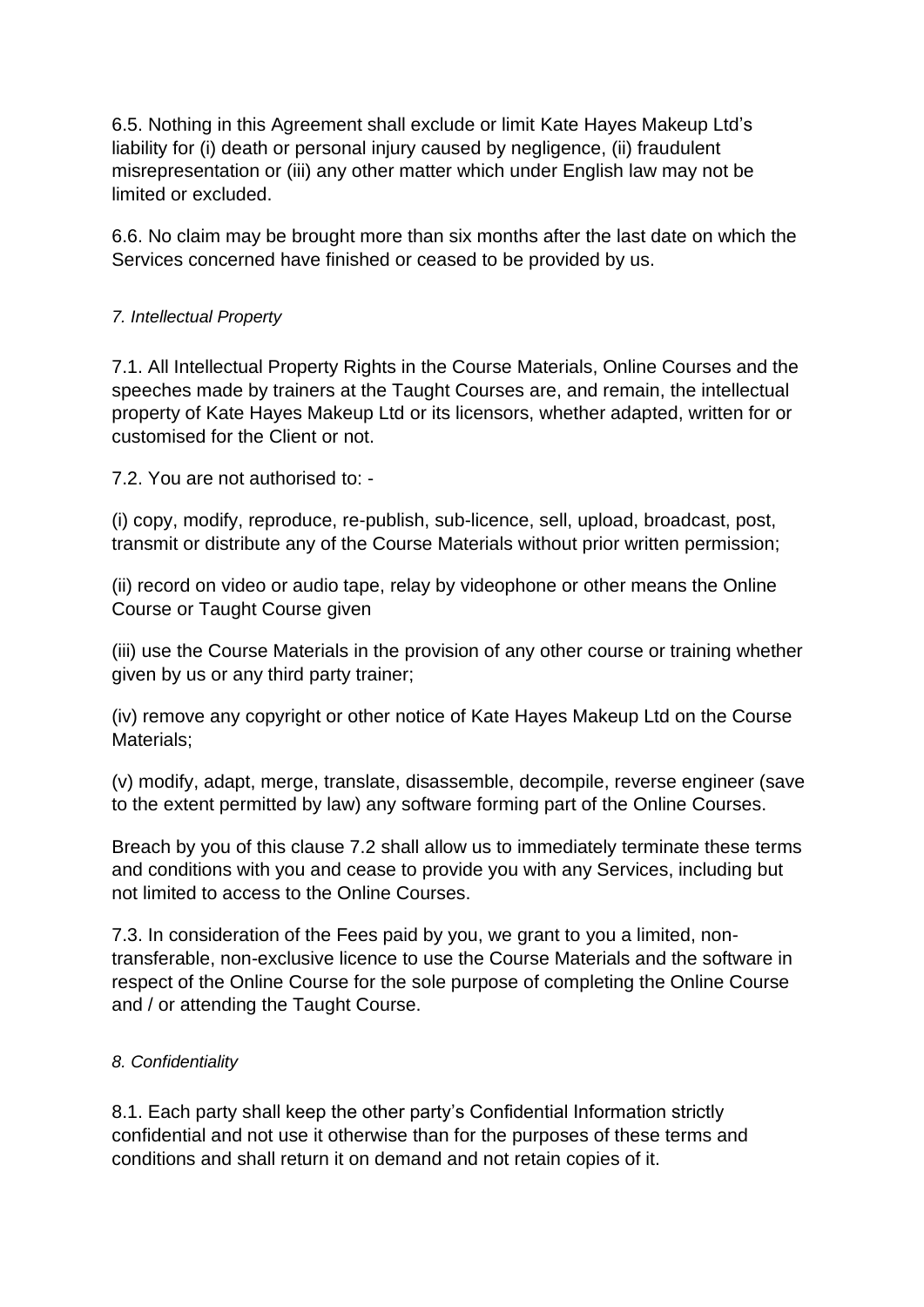6.5. Nothing in this Agreement shall exclude or limit Kate Hayes Makeup Ltd's liability for (i) death or personal injury caused by negligence, (ii) fraudulent misrepresentation or (iii) any other matter which under English law may not be limited or excluded.

6.6. No claim may be brought more than six months after the last date on which the Services concerned have finished or ceased to be provided by us.

*7. Intellectual Property*

7.1. All Intellectual Property Rights in the Course Materials, Online Courses and the speeches made by trainers at the Taught Courses are, and remain, the intellectual property of Kate Hayes Makeup Ltd or its licensors, whether adapted, written for or customised for the Client or not.

7.2. You are not authorised to: -

(i) copy, modify, reproduce, re-publish, sub-licence, sell, upload, broadcast, post, transmit or distribute any of the Course Materials without prior written permission;

(ii) record on video or audio tape, relay by videophone or other means the Online Course or Taught Course given

(iii) use the Course Materials in the provision of any other course or training whether given by us or any third party trainer;

(iv) remove any copyright or other notice of Kate Hayes Makeup Ltd on the Course Materials;

(v) modify, adapt, merge, translate, disassemble, decompile, reverse engineer (save to the extent permitted by law) any software forming part of the Online Courses.

Breach by you of this clause 7.2 shall allow us to immediately terminate these terms and conditions with you and cease to provide you with any Services, including but not limited to access to the Online Courses.

7.3. In consideration of the Fees paid by you, we grant to you a limited, non-transferable, non-exclusive licence to use the Course Materials and the software in respect of the Online Course for the sole purpose of completing the Online Course and / or attending the Taught Course.

*8. Confidentiality*

8.1. Each party shall keep the other party's Confidential Information strictly confidential and not use it otherwise than for the purposes of these terms and conditions and shall return it on demand and not retain copies of it.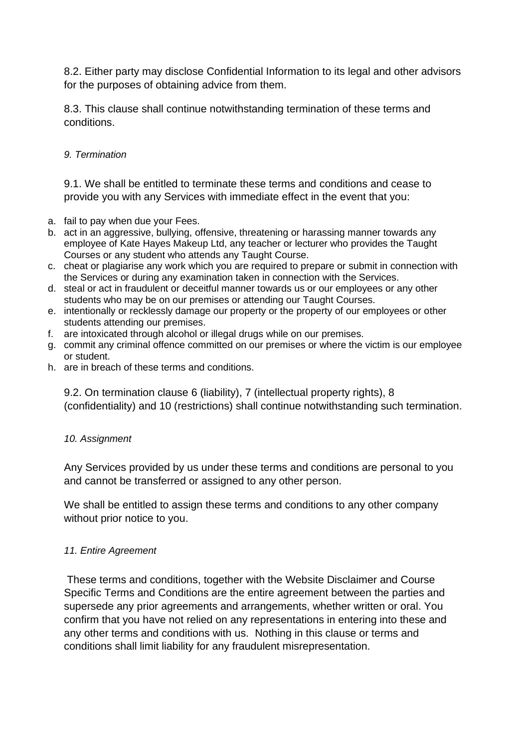8.2. Either party may disclose Confidential Information to its legal and other advisors for the purposes of obtaining advice from them.

8.3. This clause shall continue notwithstanding termination of these terms and conditions.

*9. Termination*

9.1. We shall be entitled to terminate these terms and conditions and cease to provide you with any Services with immediate effect in the event that you:

a. fail to pay when due your Fees.
b. act in an aggressive, bullying, offensive, threatening or harassing manner towards any employee of Kate Hayes Makeup Ltd, any teacher or lecturer who provides the Taught Courses or any student who attends any Taught Course.
c. cheat or plagiarise any work which you are required to prepare or submit in connection with the Services or during any examination taken in connection with the Services.
d. steal or act in fraudulent or deceitful manner towards us or our employees or any other students who may be on our premises or attending our Taught Courses.
e. intentionally or recklessly damage our property or the property of our employees or other students attending our premises.
f. are intoxicated through alcohol or illegal drugs while on our premises.
g. commit any criminal offence committed on our premises or where the victim is our employee or student.
h. are in breach of these terms and conditions.

9.2. On termination clause 6 (liability), 7 (intellectual property rights), 8 (confidentiality) and 10 (restrictions) shall continue notwithstanding such termination.

*10. Assignment*

Any Services provided by us under these terms and conditions are personal to you and cannot be transferred or assigned to any other person.

We shall be entitled to assign these terms and conditions to any other company without prior notice to you.

*11. Entire Agreement*

These terms and conditions, together with the Website Disclaimer and Course Specific Terms and Conditions are the entire agreement between the parties and supersede any prior agreements and arrangements, whether written or oral. You confirm that you have not relied on any representations in entering into these and any other terms and conditions with us. Nothing in this clause or terms and conditions shall limit liability for any fraudulent misrepresentation.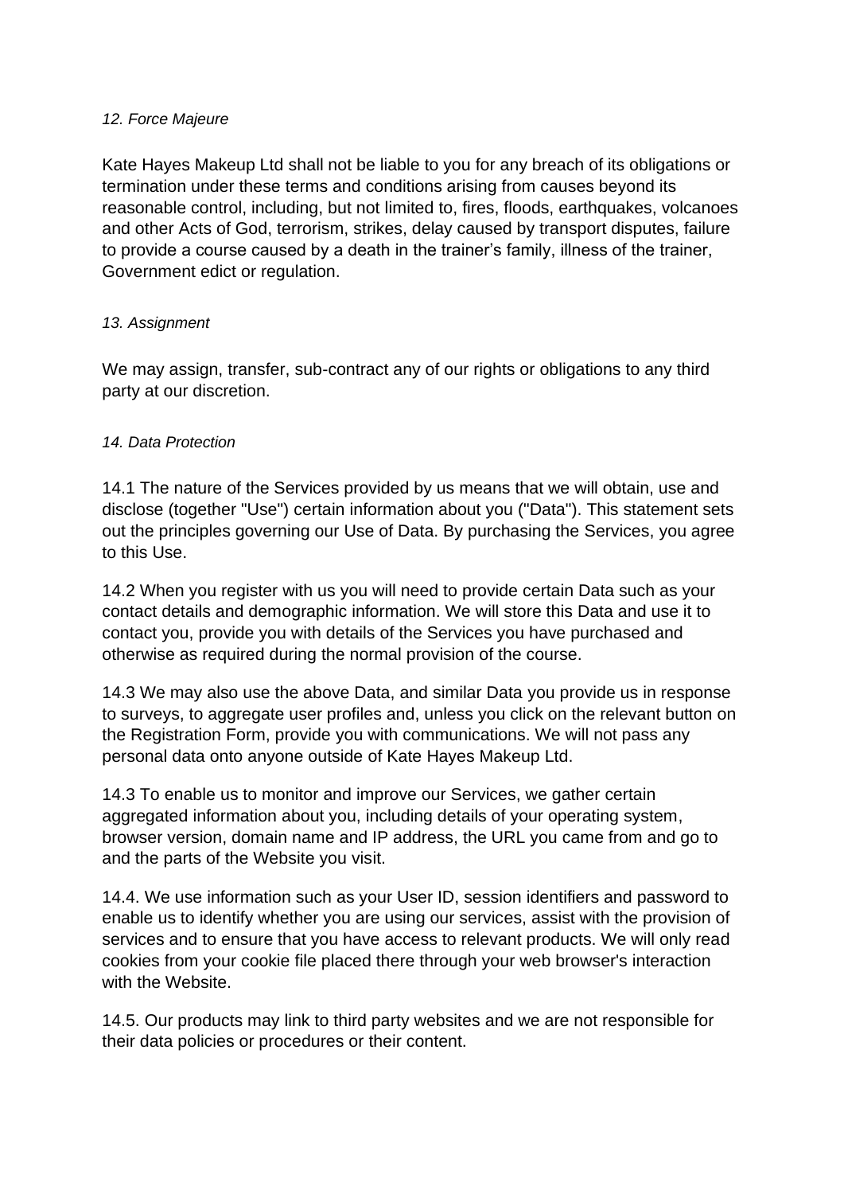*12. Force Majeure*

Kate Hayes Makeup Ltd shall not be liable to you for any breach of its obligations or termination under these terms and conditions arising from causes beyond its reasonable control, including, but not limited to, fires, floods, earthquakes, volcanoes and other Acts of God, terrorism, strikes, delay caused by transport disputes, failure to provide a course caused by a death in the trainer's family, illness of the trainer, Government edict or regulation.

*13. Assignment*

We may assign, transfer, sub-contract any of our rights or obligations to any third party at our discretion.

*14. Data Protection*

14.1 The nature of the Services provided by us means that we will obtain, use and disclose (together "Use") certain information about you ("Data"). This statement sets out the principles governing our Use of Data. By purchasing the Services, you agree to this Use.

14.2 When you register with us you will need to provide certain Data such as your contact details and demographic information. We will store this Data and use it to contact you, provide you with details of the Services you have purchased and otherwise as required during the normal provision of the course.

14.3 We may also use the above Data, and similar Data you provide us in response to surveys, to aggregate user profiles and, unless you click on the relevant button on the Registration Form, provide you with communications. We will not pass any personal data onto anyone outside of Kate Hayes Makeup Ltd.

14.3 To enable us to monitor and improve our Services, we gather certain aggregated information about you, including details of your operating system, browser version, domain name and IP address, the URL you came from and go to and the parts of the Website you visit.

14.4. We use information such as your User ID, session identifiers and password to enable us to identify whether you are using our services, assist with the provision of services and to ensure that you have access to relevant products. We will only read cookies from your cookie file placed there through your web browser's interaction with the Website.

14.5. Our products may link to third party websites and we are not responsible for their data policies or procedures or their content.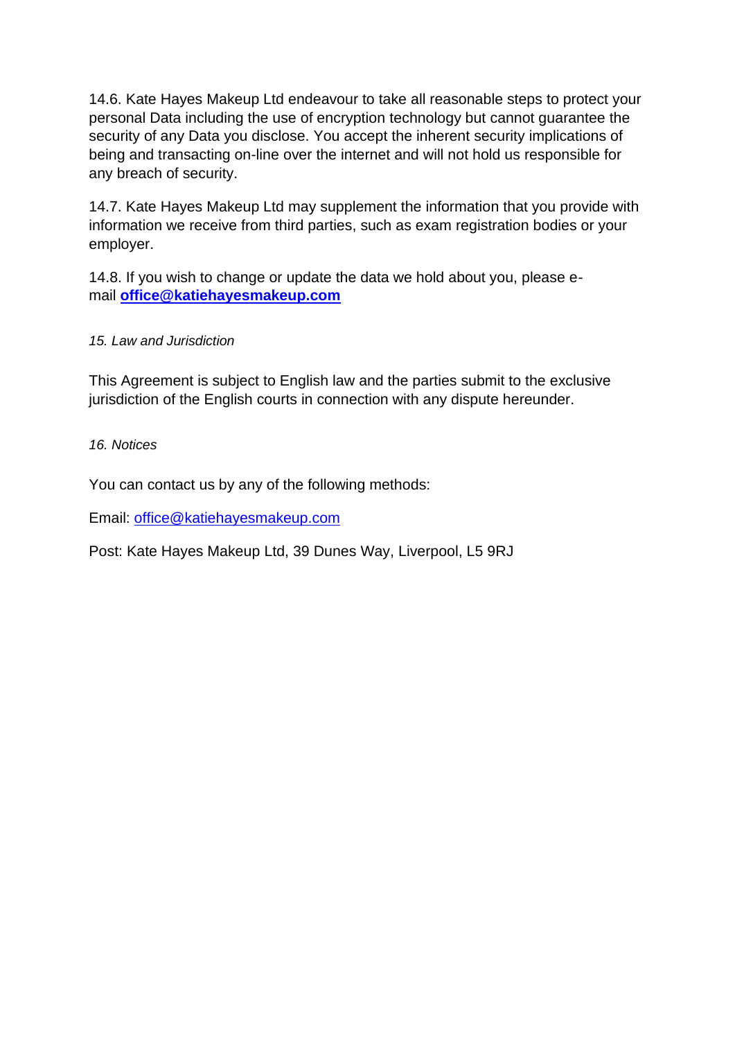14.6. Kate Hayes Makeup Ltd endeavour to take all reasonable steps to protect your personal Data including the use of encryption technology but cannot guarantee the security of any Data you disclose. You accept the inherent security implications of being and transacting on-line over the internet and will not hold us responsible for any breach of security.

14.7. Kate Hayes Makeup Ltd may supplement the information that you provide with information we receive from third parties, such as exam registration bodies or your employer.

14.8. If you wish to change or update the data we hold about you, please e-mail **office@katiehayesmakeup.com**

*15. Law and Jurisdiction*

This Agreement is subject to English law and the parties submit to the exclusive jurisdiction of the English courts in connection with any dispute hereunder.

*16. Notices*

You can contact us by any of the following methods:

Email: office@katiehayesmakeup.com

Post: Kate Hayes Makeup Ltd, 39 Dunes Way, Liverpool, L5 9RJ